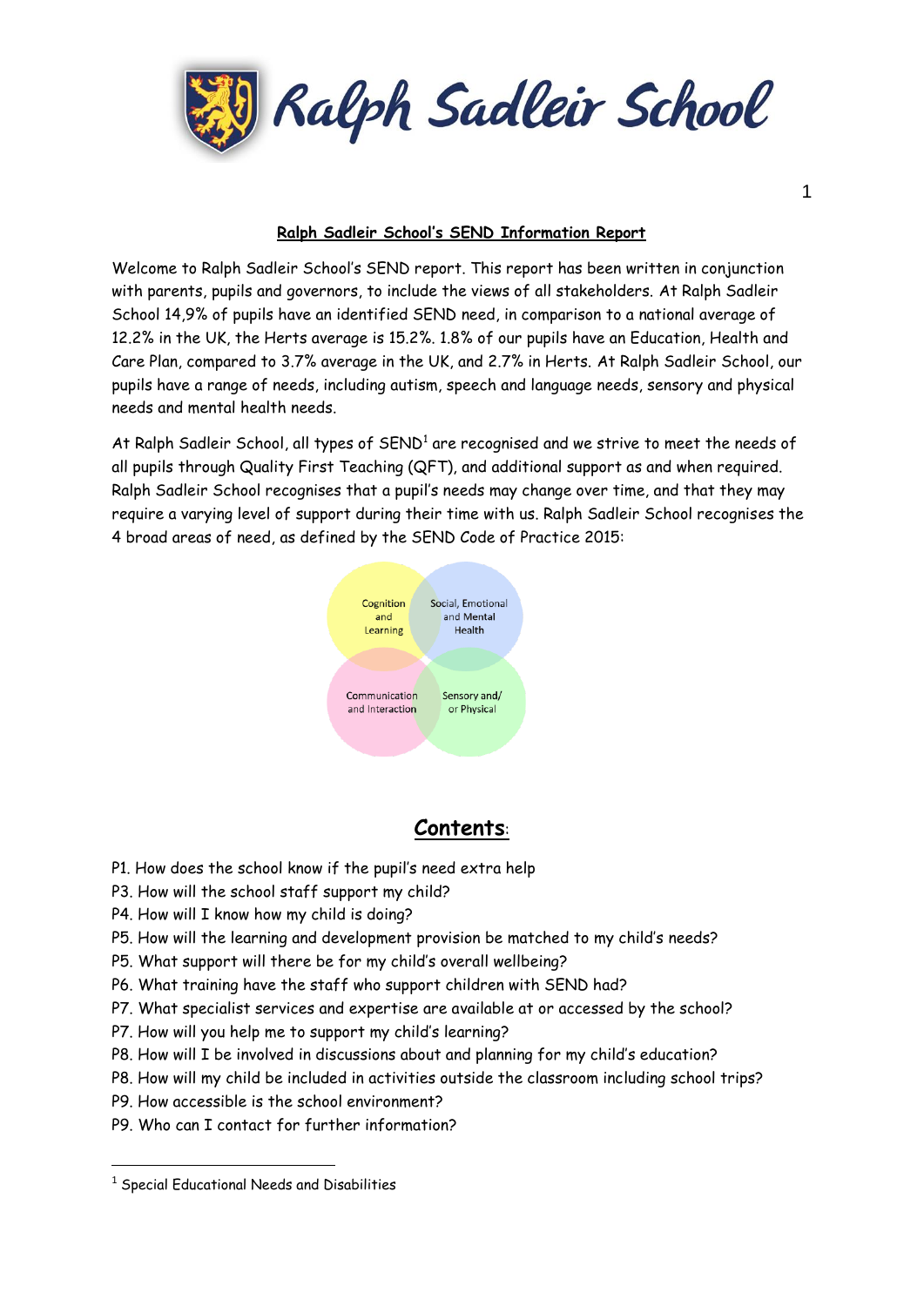# Ralph Sadleir School

## Ralph Sadleir School's SEND Information Report

Welcome to Ralph Sadleir School's SEND report. This report has been written in conjunction with parents, pupils and governors, to include the views of all stakeholders. At Ralph Sadleir School 14,9% of pupils have an identified SEND need, in comparison to a national average of 12.2% in the UK, the Herts average is 15.2%. 1.8% of our pupils have an Education, Health and Care Plan, compared to 3.7% average in the UK, and 2.7% in Herts. At Ralph Sadleir School, our pupils have a range of needs, including autism, speech and language needs, sensory and physical needs and mental health needs.

At Ralph Sadleir School, all types of SEND[1] are recognised and we strive to meet the needs of all pupils through Quality First Teaching (QFT), and additional support as and when required. Ralph Sadleir School recognises that a pupil's needs may change over time, and that they may require a varying level of support during their time with us. Ralph Sadleir School recognises the 4 broad areas of need, as defined by the SEND Code of Practice 2015:

- Cognition and Learning
- Social, Emotional and Mental Health
- Communication and Interaction
- Sensory and/or Physical

## Contents:

P1. How does the school know if the pupil's need extra help
P3. How will the school staff support my child?
P4. How will I know how my child is doing?
P5. How will the learning and development provision be matched to my child's needs?
P5. What support will there be for my child's overall wellbeing?
P6. What training have the staff who support children with SEND had?
P7. What specialist services and expertise are available at or accessed by the school?
P7. How will you help me to support my child's learning?
P8. How will I be involved in discussions about and planning for my child's education?
P8. How will my child be included in activities outside the classroom including school trips?
P9. How accessible is the school environment?
P9. Who can I contact for further information?

---

[1] Special Educational Needs and Disabilities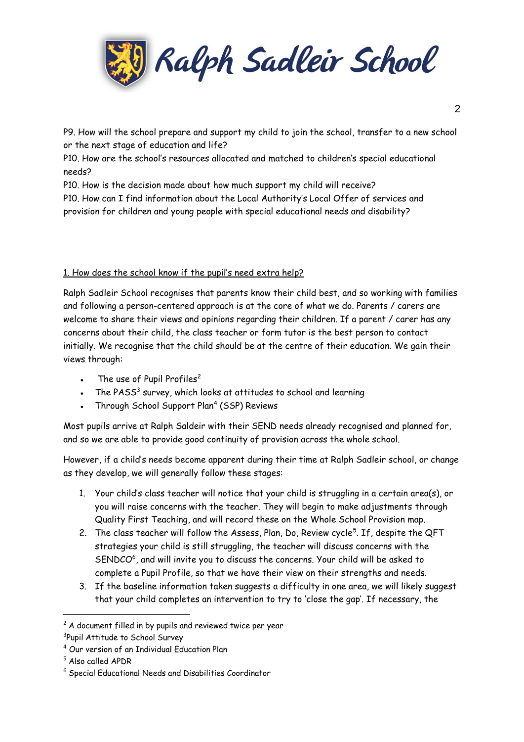P9. How will the school prepare and support my child to join the school, transfer to a new school or the next stage of education and life?

P10. How are the school's resources allocated and matched to children's special educational needs?

P10. How is the decision made about how much support my child will receive?

P10. How can I find information about the Local Authority's Local Offer of services and provision for children and young people with special educational needs and disability?

## 1. How does the school know if the pupil's need extra help?

Ralph Sadleir School recognises that parents know their child best, and so working with families and following a person-centered approach is at the core of what we do. Parents / carers are welcome to share their views and opinions regarding their children. If a parent / carer has any concerns about their child, the class teacher or form tutor is the best person to contact initially. We recognise that the child should be at the centre of their education. We gain their views through:

- The use of Pupil Profiles[2]
- The PASS[3] survey, which looks at attitudes to school and learning
- Through School Support Plan[4] (SSP) Reviews

Most pupils arrive at Ralph Saldeir with their SEND needs already recognised and planned for, and so we are able to provide good continuity of provision across the whole school.

However, if a child's needs become apparent during their time at Ralph Sadleir school, or change as they develop, we will generally follow these stages:

1. Your child's class teacher will notice that your child is struggling in a certain area(s), or you will raise concerns with the teacher. They will begin to make adjustments through Quality First Teaching, and will record these on the Whole School Provision map.
2. The class teacher will follow the Assess, Plan, Do, Review cycle[5]. If, despite the QFT strategies your child is still struggling, the teacher will discuss concerns with the SENDCO[6], and will invite you to discuss the concerns. Your child will be asked to complete a Pupil Profile, so that we have their view on their strengths and needs.
3. If the baseline information taken suggests a difficulty in one area, we will likely suggest that your child completes an intervention to try to 'close the gap'. If necessary, the

---

[2] A document filled in by pupils and reviewed twice per year

[3] Pupil Attitude to School Survey

[4] Our version of an Individual Education Plan

[5] Also called APDR

[6] Special Educational Needs and Disabilities Coordinator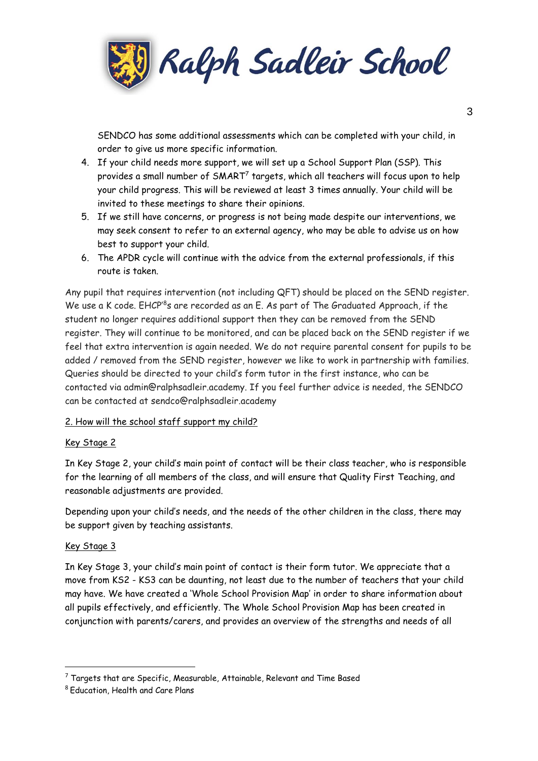SENDCO has some additional assessments which can be completed with your child, in order to give us more specific information.

4. If your child needs more support, we will set up a School Support Plan (SSP). This provides a small number of SMART[7] targets, which all teachers will focus upon to help your child progress. This will be reviewed at least 3 times annually. Your child will be invited to these meetings to share their opinions.
5. If we still have concerns, or progress is not being made despite our interventions, we may seek consent to refer to an external agency, who may be able to advise us on how best to support your child.
6. The APDR cycle will continue with the advice from the external professionals, if this route is taken.

Any pupil that requires intervention (not including QFT) should be placed on the SEND register. We use a K code. EHCP'[8]s are recorded as an E. As part of The Graduated Approach, if the student no longer requires additional support then they can be removed from the SEND register. They will continue to be monitored, and can be placed back on the SEND register if we feel that extra intervention is again needed. We do not require parental consent for pupils to be added / removed from the SEND register, however we like to work in partnership with families. Queries should be directed to your child's form tutor in the first instance, who can be contacted via admin@ralphsadleir.academy. If you feel further advice is needed, the SENDCO can be contacted at sendco@ralphsadleir.academy

## 2. How will the school staff support my child?

### Key Stage 2

In Key Stage 2, your child's main point of contact will be their class teacher, who is responsible for the learning of all members of the class, and will ensure that Quality First Teaching, and reasonable adjustments are provided.

Depending upon your child's needs, and the needs of the other children in the class, there may be support given by teaching assistants.

### Key Stage 3

In Key Stage 3, your child's main point of contact is their form tutor. We appreciate that a move from KS2 - KS3 can be daunting, not least due to the number of teachers that your child may have. We have created a 'Whole School Provision Map' in order to share information about all pupils effectively, and efficiently. The Whole School Provision Map has been created in conjunction with parents/carers, and provides an overview of the strengths and needs of all

---

[7] Targets that are Specific, Measurable, Attainable, Relevant and Time Based

[8] Education, Health and Care Plans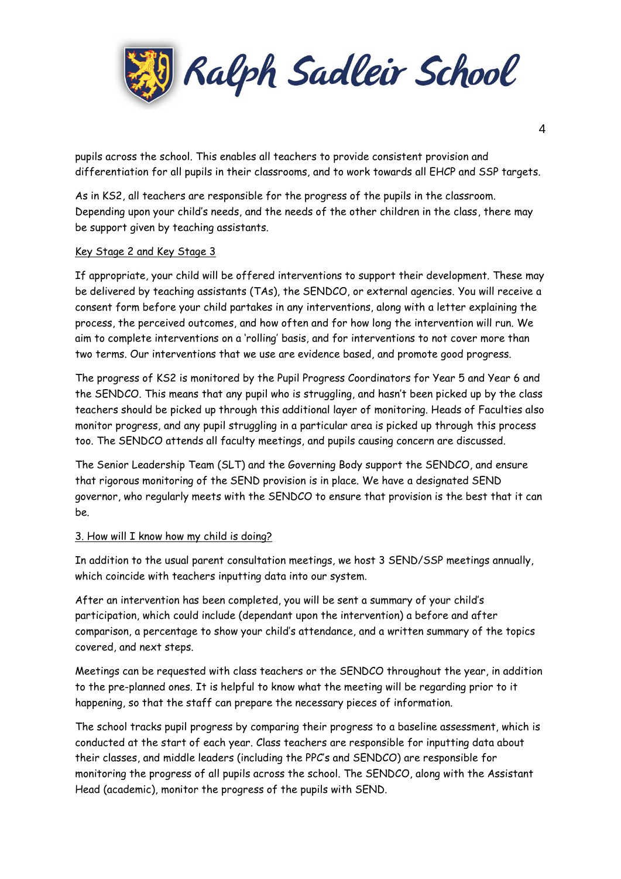pupils across the school. This enables all teachers to provide consistent provision and differentiation for all pupils in their classrooms, and to work towards all EHCP and SSP targets.

As in KS2, all teachers are responsible for the progress of the pupils in the classroom. Depending upon your child's needs, and the needs of the other children in the class, there may be support given by teaching assistants.

<u>Key Stage 2 and Key Stage 3</u>

If appropriate, your child will be offered interventions to support their development. These may be delivered by teaching assistants (TAs), the SENDCO, or external agencies. You will receive a consent form before your child partakes in any interventions, along with a letter explaining the process, the perceived outcomes, and how often and for how long the intervention will run. We aim to complete interventions on a 'rolling' basis, and for interventions to not cover more than two terms. Our interventions that we use are evidence based, and promote good progress.

The progress of KS2 is monitored by the Pupil Progress Coordinators for Year 5 and Year 6 and the SENDCO. This means that any pupil who is struggling, and hasn't been picked up by the class teachers should be picked up through this additional layer of monitoring. Heads of Faculties also monitor progress, and any pupil struggling in a particular area is picked up through this process too. The SENDCO attends all faculty meetings, and pupils causing concern are discussed.

The Senior Leadership Team (SLT) and the Governing Body support the SENDCO, and ensure that rigorous monitoring of the SEND provision is in place. We have a designated SEND governor, who regularly meets with the SENDCO to ensure that provision is the best that it can be.

<u>3. How will I know how my child is doing?</u>

In addition to the usual parent consultation meetings, we host 3 SEND/SSP meetings annually, which coincide with teachers inputting data into our system.

After an intervention has been completed, you will be sent a summary of your child's participation, which could include (dependant upon the intervention) a before and after comparison, a percentage to show your child's attendance, and a written summary of the topics covered, and next steps.

Meetings can be requested with class teachers or the SENDCO throughout the year, in addition to the pre-planned ones. It is helpful to know what the meeting will be regarding prior to it happening, so that the staff can prepare the necessary pieces of information.

The school tracks pupil progress by comparing their progress to a baseline assessment, which is conducted at the start of each year. Class teachers are responsible for inputting data about their classes, and middle leaders (including the PPC's and SENDCO) are responsible for monitoring the progress of all pupils across the school. The SENDCO, along with the Assistant Head (academic), monitor the progress of the pupils with SEND.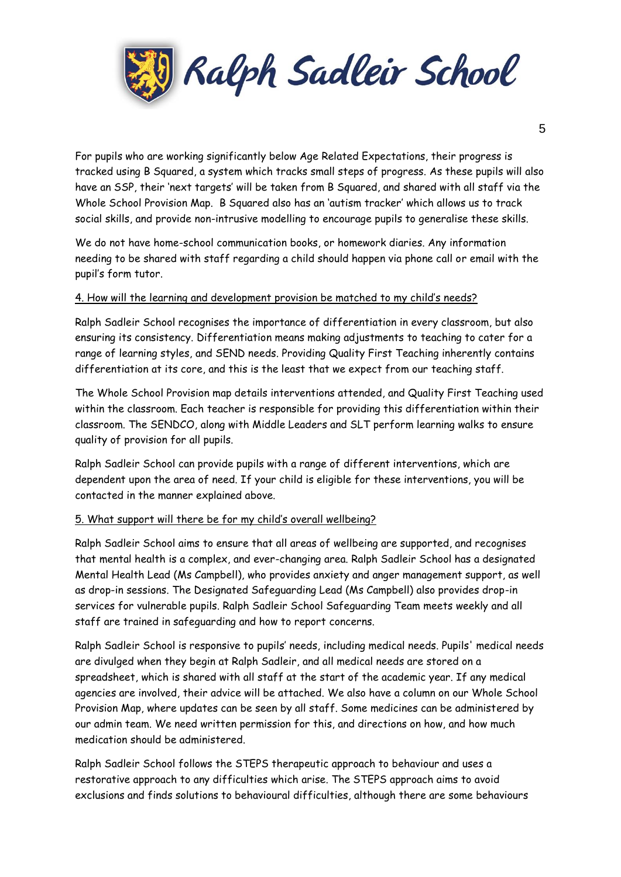For pupils who are working significantly below Age Related Expectations, their progress is tracked using B Squared, a system which tracks small steps of progress. As these pupils will also have an SSP, their 'next targets' will be taken from B Squared, and shared with all staff via the Whole School Provision Map.  B Squared also has an 'autism tracker' which allows us to track social skills, and provide non-intrusive modelling to encourage pupils to generalise these skills.

We do not have home-school communication books, or homework diaries. Any information needing to be shared with staff regarding a child should happen via phone call or email with the pupil's form tutor.

<u>4. How will the learning and development provision be matched to my child's needs?</u>

Ralph Sadleir School recognises the importance of differentiation in every classroom, but also ensuring its consistency. Differentiation means making adjustments to teaching to cater for a range of learning styles, and SEND needs. Providing Quality First Teaching inherently contains differentiation at its core, and this is the least that we expect from our teaching staff.

The Whole School Provision map details interventions attended, and Quality First Teaching used within the classroom. Each teacher is responsible for providing this differentiation within their classroom. The SENDCO, along with Middle Leaders and SLT perform learning walks to ensure quality of provision for all pupils.

Ralph Sadleir School can provide pupils with a range of different interventions, which are dependent upon the area of need. If your child is eligible for these interventions, you will be contacted in the manner explained above.

<u>5. What support will there be for my child's overall wellbeing?</u>

Ralph Sadleir School aims to ensure that all areas of wellbeing are supported, and recognises that mental health is a complex, and ever-changing area. Ralph Sadleir School has a designated Mental Health Lead (Ms Campbell), who provides anxiety and anger management support, as well as drop-in sessions. The Designated Safeguarding Lead (Ms Campbell) also provides drop-in services for vulnerable pupils. Ralph Sadleir School Safeguarding Team meets weekly and all staff are trained in safeguarding and how to report concerns.

Ralph Sadleir School is responsive to pupils' needs, including medical needs. Pupils' medical needs are divulged when they begin at Ralph Sadleir, and all medical needs are stored on a spreadsheet, which is shared with all staff at the start of the academic year. If any medical agencies are involved, their advice will be attached. We also have a column on our Whole School Provision Map, where updates can be seen by all staff. Some medicines can be administered by our admin team. We need written permission for this, and directions on how, and how much medication should be administered.

Ralph Sadleir School follows the STEPS therapeutic approach to behaviour and uses a restorative approach to any difficulties which arise. The STEPS approach aims to avoid exclusions and finds solutions to behavioural difficulties, although there are some behaviours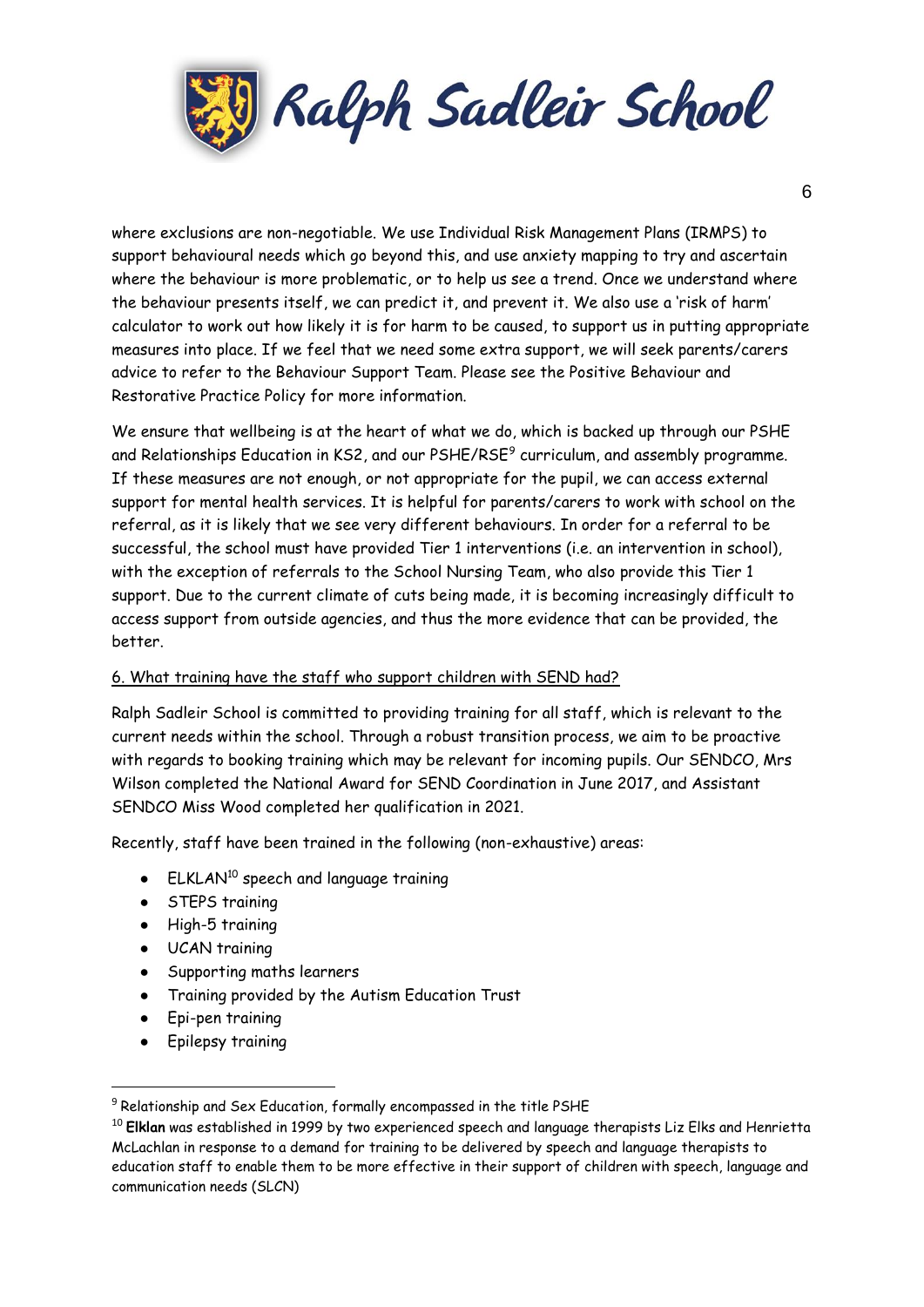where exclusions are non-negotiable. We use Individual Risk Management Plans (IRMPS) to support behavioural needs which go beyond this, and use anxiety mapping to try and ascertain where the behaviour is more problematic, or to help us see a trend. Once we understand where the behaviour presents itself, we can predict it, and prevent it. We also use a 'risk of harm' calculator to work out how likely it is for harm to be caused, to support us in putting appropriate measures into place. If we feel that we need some extra support, we will seek parents/carers advice to refer to the Behaviour Support Team. Please see the Positive Behaviour and Restorative Practice Policy for more information.

We ensure that wellbeing is at the heart of what we do, which is backed up through our PSHE and Relationships Education in KS2, and our PSHE/RSE[9] curriculum, and assembly programme. If these measures are not enough, or not appropriate for the pupil, we can access external support for mental health services. It is helpful for parents/carers to work with school on the referral, as it is likely that we see very different behaviours. In order for a referral to be successful, the school must have provided Tier 1 interventions (i.e. an intervention in school), with the exception of referrals to the School Nursing Team, who also provide this Tier 1 support. Due to the current climate of cuts being made, it is becoming increasingly difficult to access support from outside agencies, and thus the more evidence that can be provided, the better.

## 6. What training have the staff who support children with SEND had?

Ralph Sadleir School is committed to providing training for all staff, which is relevant to the current needs within the school. Through a robust transition process, we aim to be proactive with regards to booking training which may be relevant for incoming pupils. Our SENDCO, Mrs Wilson completed the National Award for SEND Coordination in June 2017, and Assistant SENDCO Miss Wood completed her qualification in 2021.

Recently, staff have been trained in the following (non-exhaustive) areas:

- ELKLAN[10] speech and language training
- STEPS training
- High-5 training
- UCAN training
- Supporting maths learners
- Training provided by the Autism Education Trust
- Epi-pen training
- Epilepsy training

---

[9] Relationship and Sex Education, formally encompassed in the title PSHE

[10] **Elklan** was established in 1999 by two experienced speech and language therapists Liz Elks and Henrietta McLachlan in response to a demand for training to be delivered by speech and language therapists to education staff to enable them to be more effective in their support of children with speech, language and communication needs (SLCN)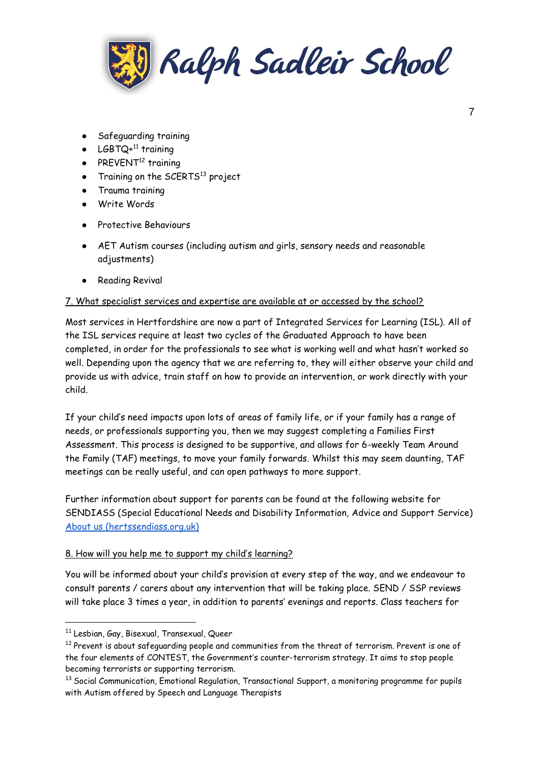- Safeguarding training
- LGBTQ+[11] training
- PREVENT[12] training
- Training on the SCERTS[13] project
- Trauma training
- Write Words
- Protective Behaviours
- AET Autism courses (including autism and girls, sensory needs and reasonable adjustments)
- Reading Revival

<u>7. What specialist services and expertise are available at or accessed by the school?</u>

Most services in Hertfordshire are now a part of Integrated Services for Learning (ISL). All of the ISL services require at least two cycles of the Graduated Approach to have been completed, in order for the professionals to see what is working well and what hasn't worked so well. Depending upon the agency that we are referring to, they will either observe your child and provide us with advice, train staff on how to provide an intervention, or work directly with your child.

If your child's need impacts upon lots of areas of family life, or if your family has a range of needs, or professionals supporting you, then we may suggest completing a Families First Assessment. This process is designed to be supportive, and allows for 6-weekly Team Around the Family (TAF) meetings, to move your family forwards. Whilst this may seem daunting, TAF meetings can be really useful, and can open pathways to more support.

Further information about support for parents can be found at the following website for SENDIASS (Special Educational Needs and Disability Information, Advice and Support Service) [About us (hertssendiass.org.uk)](https://www.hertssendiass.org.uk)

<u>8. How will you help me to support my child's learning?</u>

You will be informed about your child's provision at every step of the way, and we endeavour to consult parents / carers about any intervention that will be taking place. SEND / SSP reviews will take place 3 times a year, in addition to parents' evenings and reports. Class teachers for

---

[11] Lesbian, Gay, Bisexual, Transexual, Queer

[12] Prevent is about safeguarding people and communities from the threat of terrorism. Prevent is one of the four elements of CONTEST, the Government's counter-terrorism strategy. It aims to stop people becoming terrorists or supporting terrorism.

[13] Social Communication, Emotional Regulation, Transactional Support, a monitoring programme for pupils with Autism offered by Speech and Language Therapists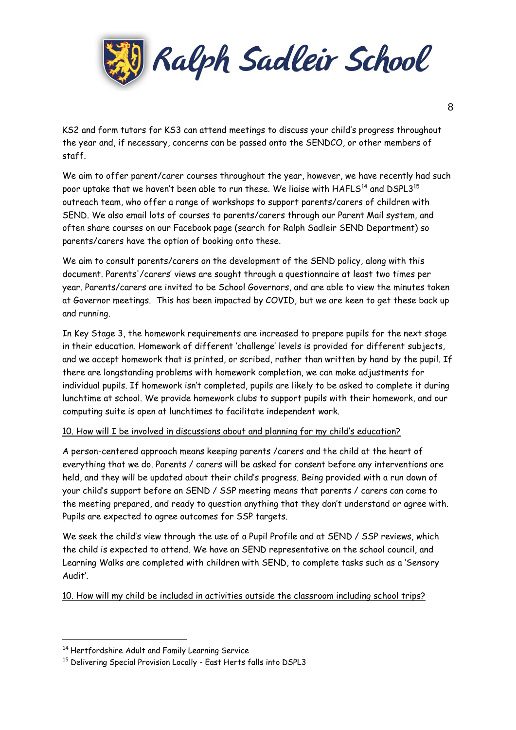KS2 and form tutors for KS3 can attend meetings to discuss your child's progress throughout the year and, if necessary, concerns can be passed onto the SENDCO, or other members of staff.

We aim to offer parent/carer courses throughout the year, however, we have recently had such poor uptake that we haven't been able to run these. We liaise with HAFLS[14] and DSPL3[15] outreach team, who offer a range of workshops to support parents/carers of children with SEND. We also email lots of courses to parents/carers through our Parent Mail system, and often share courses on our Facebook page (search for Ralph Sadleir SEND Department) so parents/carers have the option of booking onto these.

We aim to consult parents/carers on the development of the SEND policy, along with this document. Parents'/carers' views are sought through a questionnaire at least two times per year. Parents/carers are invited to be School Governors, and are able to view the minutes taken at Governor meetings. This has been impacted by COVID, but we are keen to get these back up and running.

In Key Stage 3, the homework requirements are increased to prepare pupils for the next stage in their education. Homework of different 'challenge' levels is provided for different subjects, and we accept homework that is printed, or scribed, rather than written by hand by the pupil. If there are longstanding problems with homework completion, we can make adjustments for individual pupils. If homework isn't completed, pupils are likely to be asked to complete it during lunchtime at school. We provide homework clubs to support pupils with their homework, and our computing suite is open at lunchtimes to facilitate independent work.

## 10. How will I be involved in discussions about and planning for my child's education?

A person-centered approach means keeping parents /carers and the child at the heart of everything that we do. Parents / carers will be asked for consent before any interventions are held, and they will be updated about their child's progress. Being provided with a run down of your child's support before an SEND / SSP meeting means that parents / carers can come to the meeting prepared, and ready to question anything that they don't understand or agree with. Pupils are expected to agree outcomes for SSP targets.

We seek the child's view through the use of a Pupil Profile and at SEND / SSP reviews, which the child is expected to attend. We have an SEND representative on the school council, and Learning Walks are completed with children with SEND, to complete tasks such as a 'Sensory Audit'.

## 10. How will my child be included in activities outside the classroom including school trips?

---

[14] Hertfordshire Adult and Family Learning Service

[15] Delivering Special Provision Locally - East Herts falls into DSPL3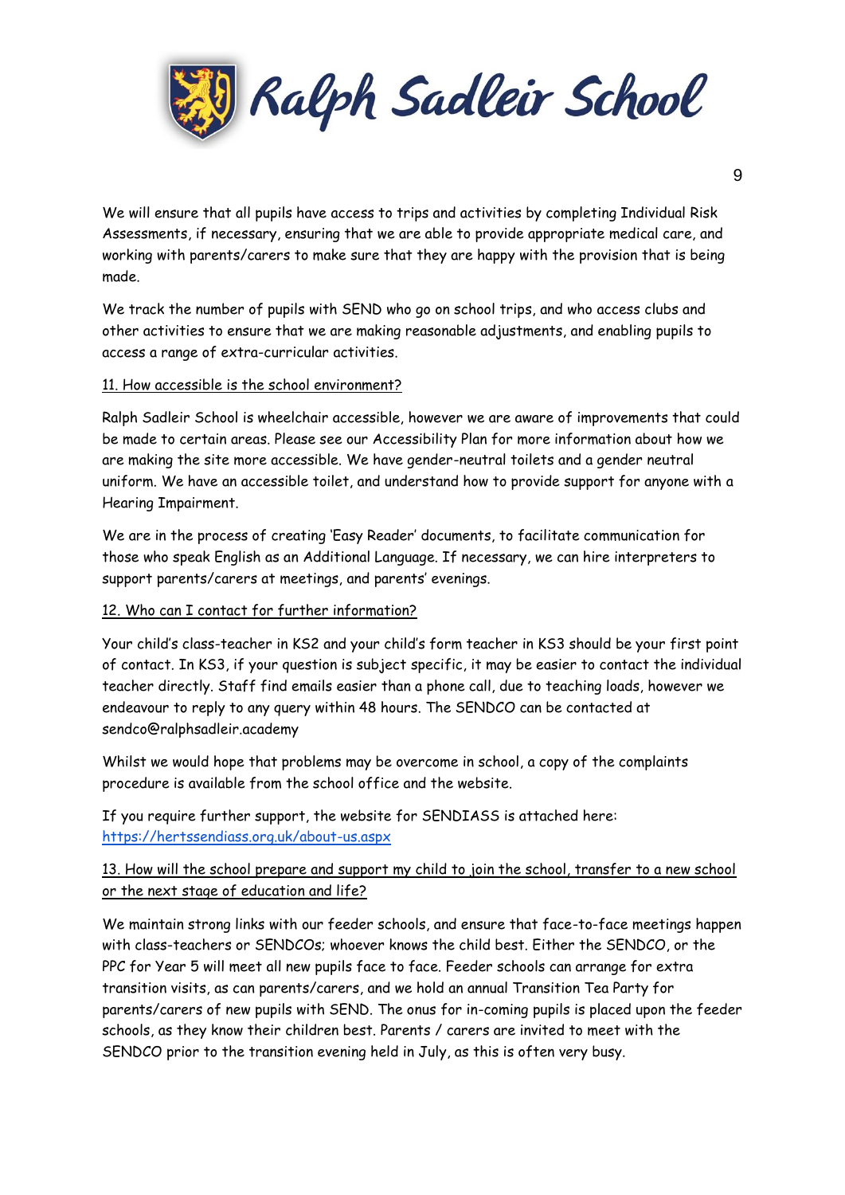We will ensure that all pupils have access to trips and activities by completing Individual Risk Assessments, if necessary, ensuring that we are able to provide appropriate medical care, and working with parents/carers to make sure that they are happy with the provision that is being made.

We track the number of pupils with SEND who go on school trips, and who access clubs and other activities to ensure that we are making reasonable adjustments, and enabling pupils to access a range of extra-curricular activities.

## 11. How accessible is the school environment?

Ralph Sadleir School is wheelchair accessible, however we are aware of improvements that could be made to certain areas. Please see our Accessibility Plan for more information about how we are making the site more accessible. We have gender-neutral toilets and a gender neutral uniform. We have an accessible toilet, and understand how to provide support for anyone with a Hearing Impairment.

We are in the process of creating 'Easy Reader' documents, to facilitate communication for those who speak English as an Additional Language. If necessary, we can hire interpreters to support parents/carers at meetings, and parents' evenings.

## 12. Who can I contact for further information?

Your child's class-teacher in KS2 and your child's form teacher in KS3 should be your first point of contact. In KS3, if your question is subject specific, it may be easier to contact the individual teacher directly. Staff find emails easier than a phone call, due to teaching loads, however we endeavour to reply to any query within 48 hours. The SENDCO can be contacted at sendco@ralphsadleir.academy

Whilst we would hope that problems may be overcome in school, a copy of the complaints procedure is available from the school office and the website.

If you require further support, the website for SENDIASS is attached here: [https://hertssendiass.org.uk/about-us.aspx](https://hertssendiass.org.uk/about-us.aspx)

## 13. How will the school prepare and support my child to join the school, transfer to a new school or the next stage of education and life?

We maintain strong links with our feeder schools, and ensure that face-to-face meetings happen with class-teachers or SENDCOs; whoever knows the child best. Either the SENDCO, or the PPC for Year 5 will meet all new pupils face to face. Feeder schools can arrange for extra transition visits, as can parents/carers, and we hold an annual Transition Tea Party for parents/carers of new pupils with SEND. The onus for in-coming pupils is placed upon the feeder schools, as they know their children best. Parents / carers are invited to meet with the SENDCO prior to the transition evening held in July, as this is often very busy.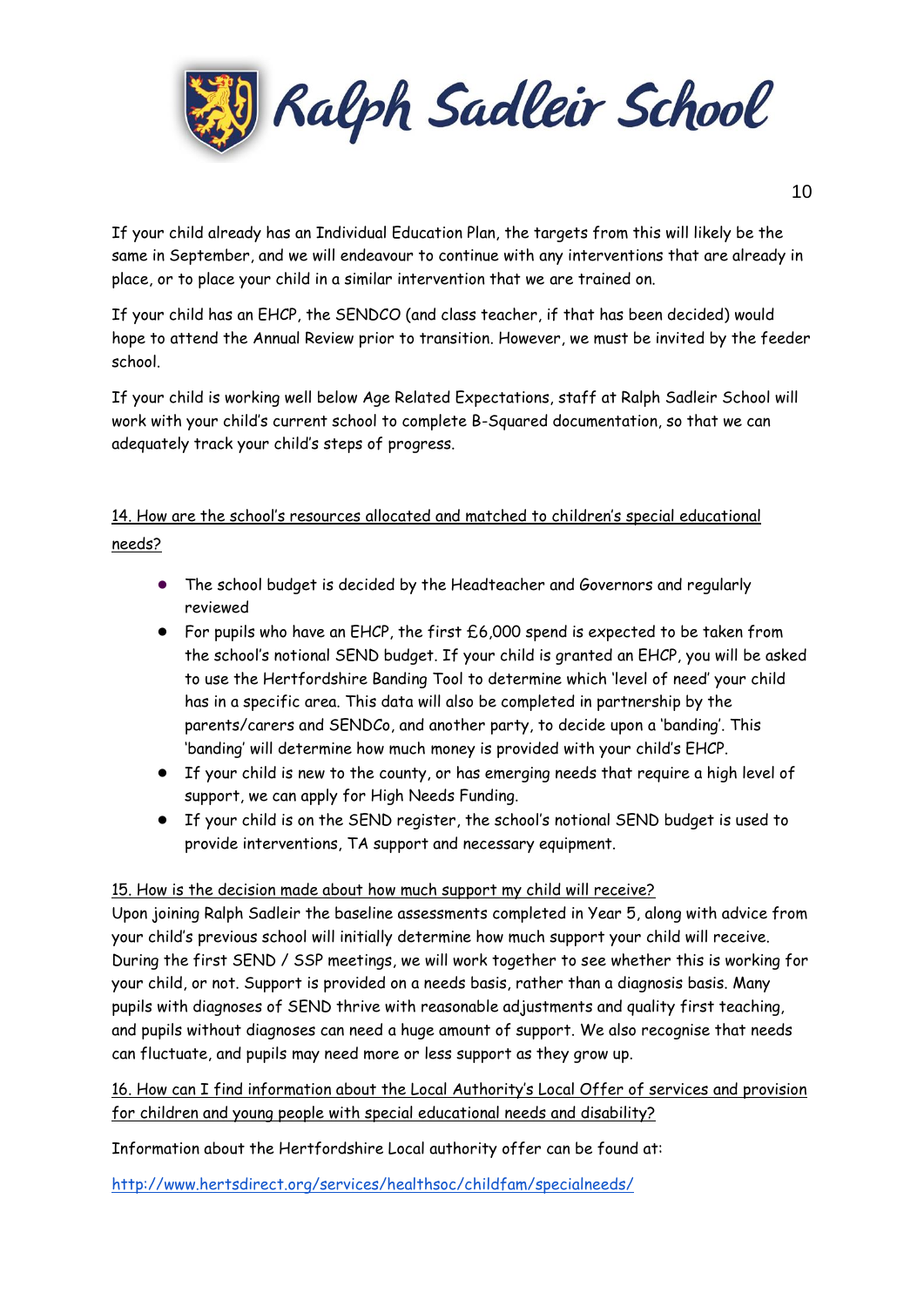If your child already has an Individual Education Plan, the targets from this will likely be the same in September, and we will endeavour to continue with any interventions that are already in place, or to place your child in a similar intervention that we are trained on.

If your child has an EHCP, the SENDCO (and class teacher, if that has been decided) would hope to attend the Annual Review prior to transition. However, we must be invited by the feeder school.

If your child is working well below Age Related Expectations, staff at Ralph Sadleir School will work with your child's current school to complete B-Squared documentation, so that we can adequately track your child's steps of progress.

## 14. How are the school's resources allocated and matched to children's special educational needs?

- The school budget is decided by the Headteacher and Governors and regularly reviewed
- For pupils who have an EHCP, the first £6,000 spend is expected to be taken from the school's notional SEND budget. If your child is granted an EHCP, you will be asked to use the Hertfordshire Banding Tool to determine which 'level of need' your child has in a specific area. This data will also be completed in partnership by the parents/carers and SENDCo, and another party, to decide upon a 'banding'. This 'banding' will determine how much money is provided with your child's EHCP.
- If your child is new to the county, or has emerging needs that require a high level of support, we can apply for High Needs Funding.
- If your child is on the SEND register, the school's notional SEND budget is used to provide interventions, TA support and necessary equipment.

## 15. How is the decision made about how much support my child will receive?

Upon joining Ralph Sadleir the baseline assessments completed in Year 5, along with advice from your child's previous school will initially determine how much support your child will receive. During the first SEND / SSP meetings, we will work together to see whether this is working for your child, or not. Support is provided on a needs basis, rather than a diagnosis basis. Many pupils with diagnoses of SEND thrive with reasonable adjustments and quality first teaching, and pupils without diagnoses can need a huge amount of support. We also recognise that needs can fluctuate, and pupils may need more or less support as they grow up.

## 16. How can I find information about the Local Authority's Local Offer of services and provision for children and young people with special educational needs and disability?

Information about the Hertfordshire Local authority offer can be found at:

http://www.hertsdirect.org/services/healthsoc/childfam/specialneeds/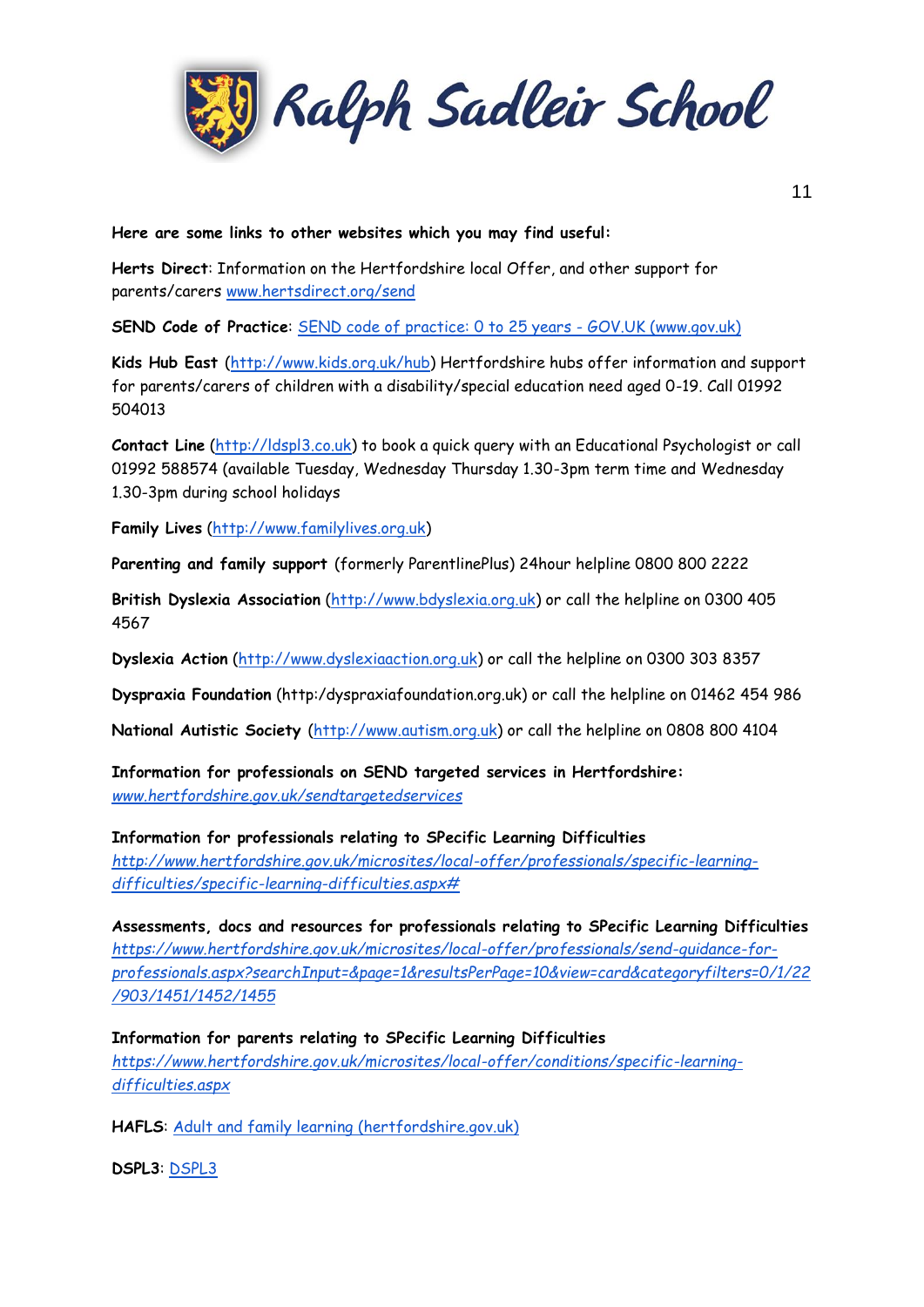**Here are some links to other websites which you may find useful:**

**Herts Direct**: Information on the Hertfordshire local Offer, and other support for parents/carers [www.hertsdirect.org/send](www.hertsdirect.org/send)

**SEND Code of Practice**: [SEND code of practice: 0 to 25 years - GOV.UK (www.gov.uk)]()

**Kids Hub East** ([http://www.kids.org.uk/hub](http://www.kids.org.uk/hub)) Hertfordshire hubs offer information and support for parents/carers of children with a disability/special education need aged 0-19. Call 01992 504013

**Contact Line** ([http://ldspl3.co.uk](http://ldspl3.co.uk)) to book a quick query with an Educational Psychologist or call 01992 588574 (available Tuesday, Wednesday Thursday 1.30-3pm term time and Wednesday 1.30-3pm during school holidays

**Family Lives** ([http://www.familylives.org.uk](http://www.familylives.org.uk))

**Parenting and family support** (formerly ParentlinePlus) 24hour helpline 0800 800 2222

**British Dyslexia Association** ([http://www.bdyslexia.org.uk](http://www.bdyslexia.org.uk)) or call the helpline on 0300 405 4567

**Dyslexia Action** ([http://www.dyslexiaaction.org.uk](http://www.dyslexiaaction.org.uk)) or call the helpline on 0300 303 8357

**Dyspraxia Foundation** (http:/dyspraxiafoundation.org.uk) or call the helpline on 01462 454 986

**National Autistic Society** ([http://www.autism.org.uk](http://www.autism.org.uk)) or call the helpline on 0808 800 4104

**Information for professionals on SEND targeted services in Hertfordshire:**
*[www.hertfordshire.gov.uk/sendtargetedservices](www.hertfordshire.gov.uk/sendtargetedservices)*

**Information for professionals relating to SPecific Learning Difficulties**
*[http://www.hertfordshire.gov.uk/microsites/local-offer/professionals/specific-learning-difficulties/specific-learning-difficulties.aspx#](http://www.hertfordshire.gov.uk/microsites/local-offer/professionals/specific-learning-difficulties/specific-learning-difficulties.aspx#)*

**Assessments, docs and resources for professionals relating to SPecific Learning Difficulties**
*[https://www.hertfordshire.gov.uk/microsites/local-offer/professionals/send-guidance-for-professionals.aspx?searchInput=&page=1&resultsPerPage=10&view=card&categoryfilters=0/1/22/903/1451/1452/1455](https://www.hertfordshire.gov.uk/microsites/local-offer/professionals/send-guidance-for-professionals.aspx?searchInput=&page=1&resultsPerPage=10&view=card&categoryfilters=0/1/22/903/1451/1452/1455)*

**Information for parents relating to SPecific Learning Difficulties**
*[https://www.hertfordshire.gov.uk/microsites/local-offer/conditions/specific-learning-difficulties.aspx](https://www.hertfordshire.gov.uk/microsites/local-offer/conditions/specific-learning-difficulties.aspx)*

**HAFLS**: [Adult and family learning (hertfordshire.gov.uk)]()

**DSPL3**: [DSPL3]()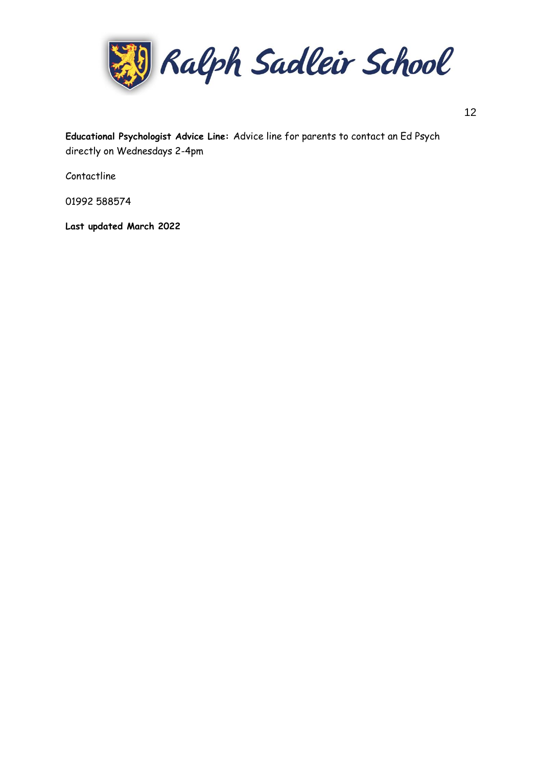**Educational Psychologist Advice Line:** Advice line for parents to contact an Ed Psych directly on Wednesdays 2-4pm

Contactline

01992 588574

**Last updated March 2022**